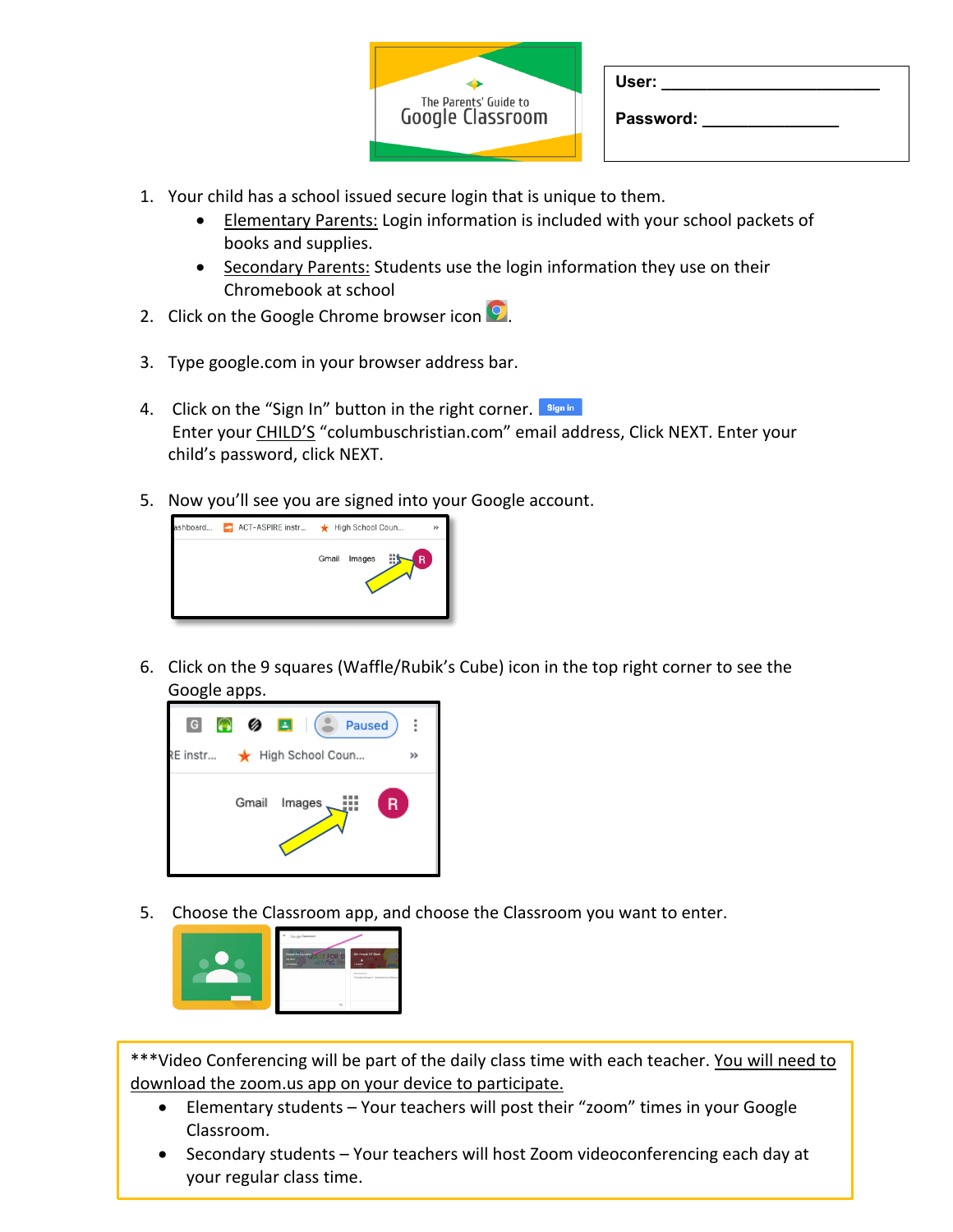The Parents' Guide to
# Google Classroom

**User:** ________________________

**Password:** _______________

1. Your child has a school issued secure login that is unique to them.
   - Elementary Parents: Login information is included with your school packets of books and supplies.
   - Secondary Parents: Students use the login information they use on their Chromebook at school
2. Click on the Google Chrome browser icon .
3. Type google.com in your browser address bar.
4. Click on the "Sign In" button in the right corner. Sign in
   Enter your CHILD'S "columbuschristian.com" email address, Click NEXT. Enter your child's password, click NEXT.
5. Now you'll see you are signed into your Google account.
6. Click on the 9 squares (Waffle/Rubik's Cube) icon in the top right corner to see the Google apps.
5. Choose the Classroom app, and choose the Classroom you want to enter.

***Video Conferencing will be part of the daily class time with each teacher. You will need to download the zoom.us app on your device to participate.

- Elementary students – Your teachers will post their "zoom" times in your Google Classroom.
- Secondary students – Your teachers will host Zoom videoconferencing each day at your regular class time.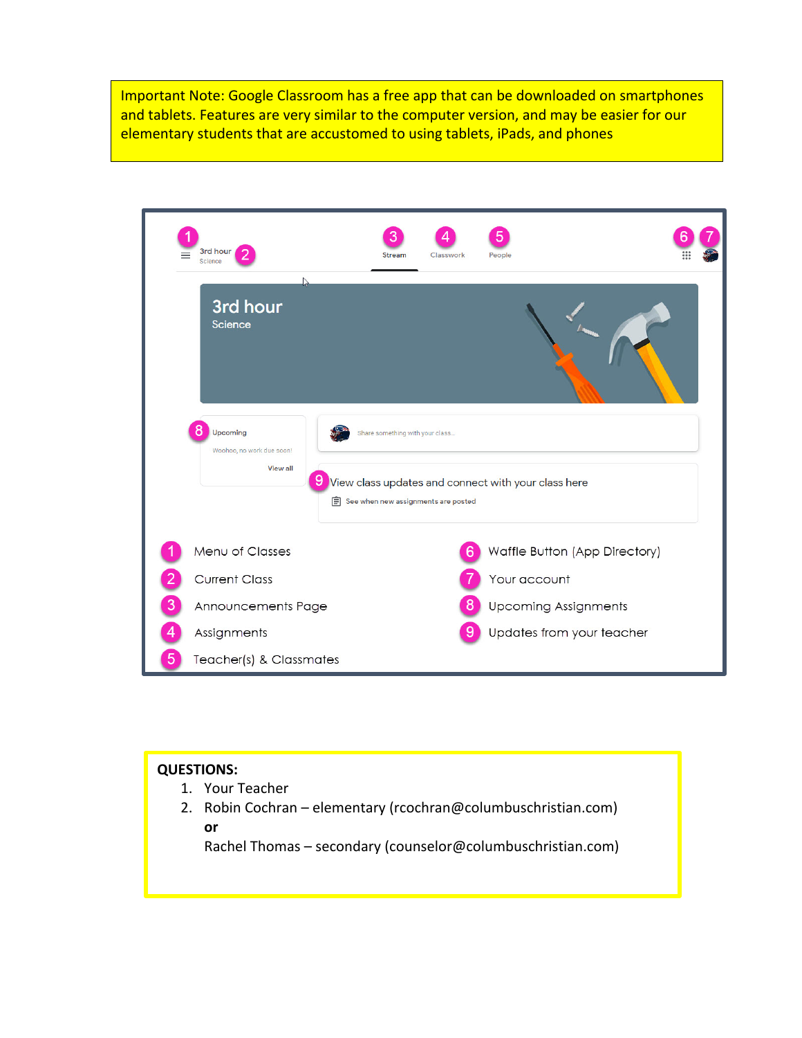Important Note: Google Classroom has a free app that can be downloaded on smartphones and tablets. Features are very similar to the computer version, and may be easier for our elementary students that are accustomed to using tablets, iPads, and phones

1. Menu of Classes
2. Current Class
3. Announcements Page
4. Assignments
5. Teacher(s) & Classmates
6. Waffle Button (App Directory)
7. Your account
8. Upcoming Assignments
9. Updates from your teacher

**QUESTIONS:**

1. Your Teacher
2. Robin Cochran – elementary (rcochran@columbuschristian.com)

   **or**

   Rachel Thomas – secondary (counselor@columbuschristian.com)